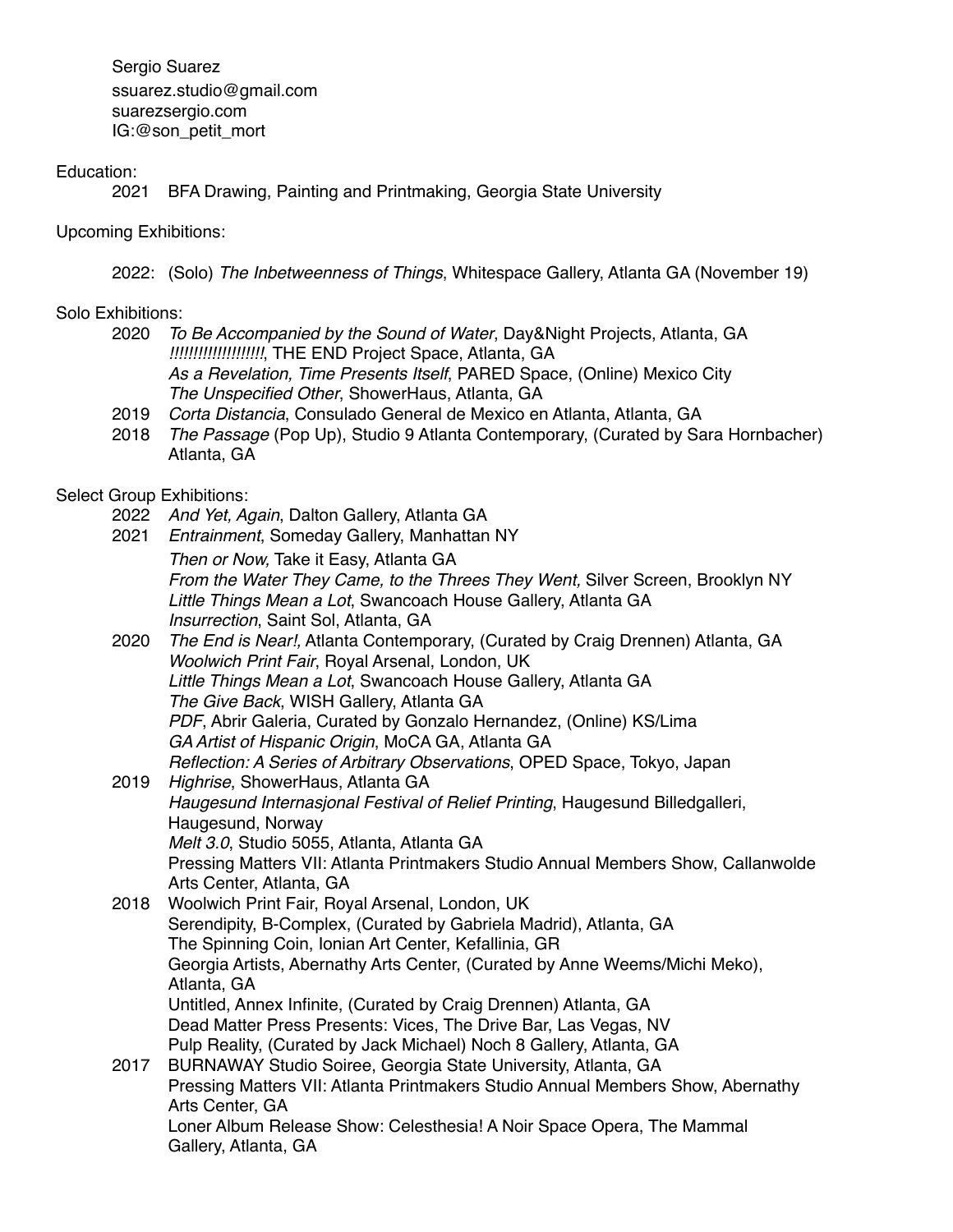Sergio Suarez
ssuarez.studio@gmail.com
suarezsergio.com
IG:@son_petit_mort

## Education:

2021 BFA Drawing, Painting and Printmaking, Georgia State University

## Upcoming Exhibitions:

2022: (Solo) *The Inbetweenness of Things*, Whitespace Gallery, Atlanta GA (November 19)

## Solo Exhibitions:

2020 *To Be Accompanied by the Sound of Water*, Day&Night Projects, Atlanta, GA
*!!!!!!!!!!!!!!!!!!!!*, THE END Project Space, Atlanta, GA
*As a Revelation, Time Presents Itself*, PARED Space, (Online) Mexico City
*The Unspecified Other*, ShowerHaus, Atlanta, GA

2019 *Corta Distancia*, Consulado General de Mexico en Atlanta, Atlanta, GA

2018 *The Passage* (Pop Up), Studio 9 Atlanta Contemporary, (Curated by Sara Hornbacher) Atlanta, GA

## Select Group Exhibitions:

2022 *And Yet, Again*, Dalton Gallery, Atlanta GA

2021 *Entrainment*, Someday Gallery, Manhattan NY
*Then or Now,* Take it Easy, Atlanta GA
*From the Water They Came, to the Threes They Went,* Silver Screen, Brooklyn NY
*Little Things Mean a Lot*, Swancoach House Gallery, Atlanta GA
*Insurrection*, Saint Sol, Atlanta, GA

2020 *The End is Near!,* Atlanta Contemporary, (Curated by Craig Drennen) Atlanta, GA
*Woolwich Print Fair*, Royal Arsenal, London, UK
*Little Things Mean a Lot*, Swancoach House Gallery, Atlanta GA
*The Give Back*, WISH Gallery, Atlanta GA
*PDF*, Abrir Galeria, Curated by Gonzalo Hernandez, (Online) KS/Lima
*GA Artist of Hispanic Origin*, MoCA GA, Atlanta GA
*Reflection: A Series of Arbitrary Observations*, OPED Space, Tokyo, Japan

2019 *Highrise*, ShowerHaus, Atlanta GA
*Haugesund Internasjonal Festival of Relief Printing*, Haugesund Billedgalleri, Haugesund, Norway
*Melt 3.0*, Studio 5055, Atlanta, Atlanta GA
Pressing Matters VII: Atlanta Printmakers Studio Annual Members Show, Callanwolde Arts Center, Atlanta, GA

2018 Woolwich Print Fair, Royal Arsenal, London, UK
Serendipity, B-Complex, (Curated by Gabriela Madrid), Atlanta, GA
The Spinning Coin, Ionian Art Center, Kefallinia, GR
Georgia Artists, Abernathy Arts Center, (Curated by Anne Weems/Michi Meko), Atlanta, GA
Untitled, Annex Infinite, (Curated by Craig Drennen) Atlanta, GA
Dead Matter Press Presents: Vices, The Drive Bar, Las Vegas, NV
Pulp Reality, (Curated by Jack Michael) Noch 8 Gallery, Atlanta, GA

2017 BURNAWAY Studio Soiree, Georgia State University, Atlanta, GA
Pressing Matters VII: Atlanta Printmakers Studio Annual Members Show, Abernathy Arts Center, GA
Loner Album Release Show: Celesthesia! A Noir Space Opera, The Mammal Gallery, Atlanta, GA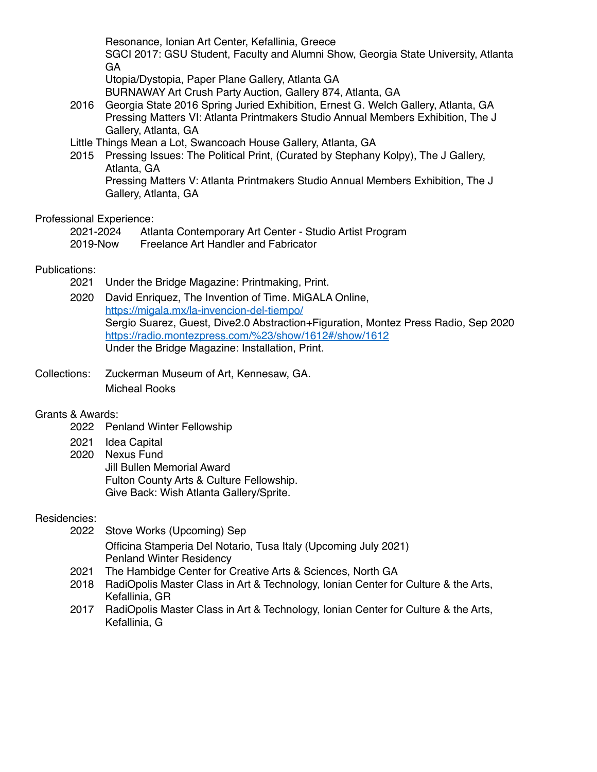Resonance, Ionian Art Center, Kefallinia, Greece
SGCI 2017: GSU Student, Faculty and Alumni Show, Georgia State University, Atlanta GA
Utopia/Dystopia, Paper Plane Gallery, Atlanta GA
BURNAWAY Art Crush Party Auction, Gallery 874, Atlanta, GA

2016 Georgia State 2016 Spring Juried Exhibition, Ernest G. Welch Gallery, Atlanta, GA
Pressing Matters VI: Atlanta Printmakers Studio Annual Members Exhibition, The J Gallery, Atlanta, GA
Little Things Mean a Lot, Swancoach House Gallery, Atlanta, GA

2015 Pressing Issues: The Political Print, (Curated by Stephany Kolpy), The J Gallery, Atlanta, GA
Pressing Matters V: Atlanta Printmakers Studio Annual Members Exhibition, The J Gallery, Atlanta, GA

Professional Experience:

2021-2024 Atlanta Contemporary Art Center - Studio Artist Program
2019-Now Freelance Art Handler and Fabricator

Publications:

2021 Under the Bridge Magazine: Printmaking, Print.

2020 David Enriquez, The Invention of Time. MiGALA Online, https://migala.mx/la-invencion-del-tiempo/
Sergio Suarez, Guest, Dive2.0 Abstraction+Figuration, Montez Press Radio, Sep 2020 https://radio.montezpress.com/%23/show/1612#/show/1612
Under the Bridge Magazine: Installation, Print.

Collections: Zuckerman Museum of Art, Kennesaw, GA.
Micheal Rooks

Grants & Awards:

2022 Penland Winter Fellowship

2021 Idea Capital

2020 Nexus Fund
Jill Bullen Memorial Award
Fulton County Arts & Culture Fellowship.
Give Back: Wish Atlanta Gallery/Sprite.

Residencies:

2022 Stove Works (Upcoming) Sep
Officina Stamperia Del Notario, Tusa Italy (Upcoming July 2021)
Penland Winter Residency

2021 The Hambidge Center for Creative Arts & Sciences, North GA

2018 RadiOpolis Master Class in Art & Technology, Ionian Center for Culture & the Arts, Kefallinia, GR

2017 RadiOpolis Master Class in Art & Technology, Ionian Center for Culture & the Arts, Kefallinia, G